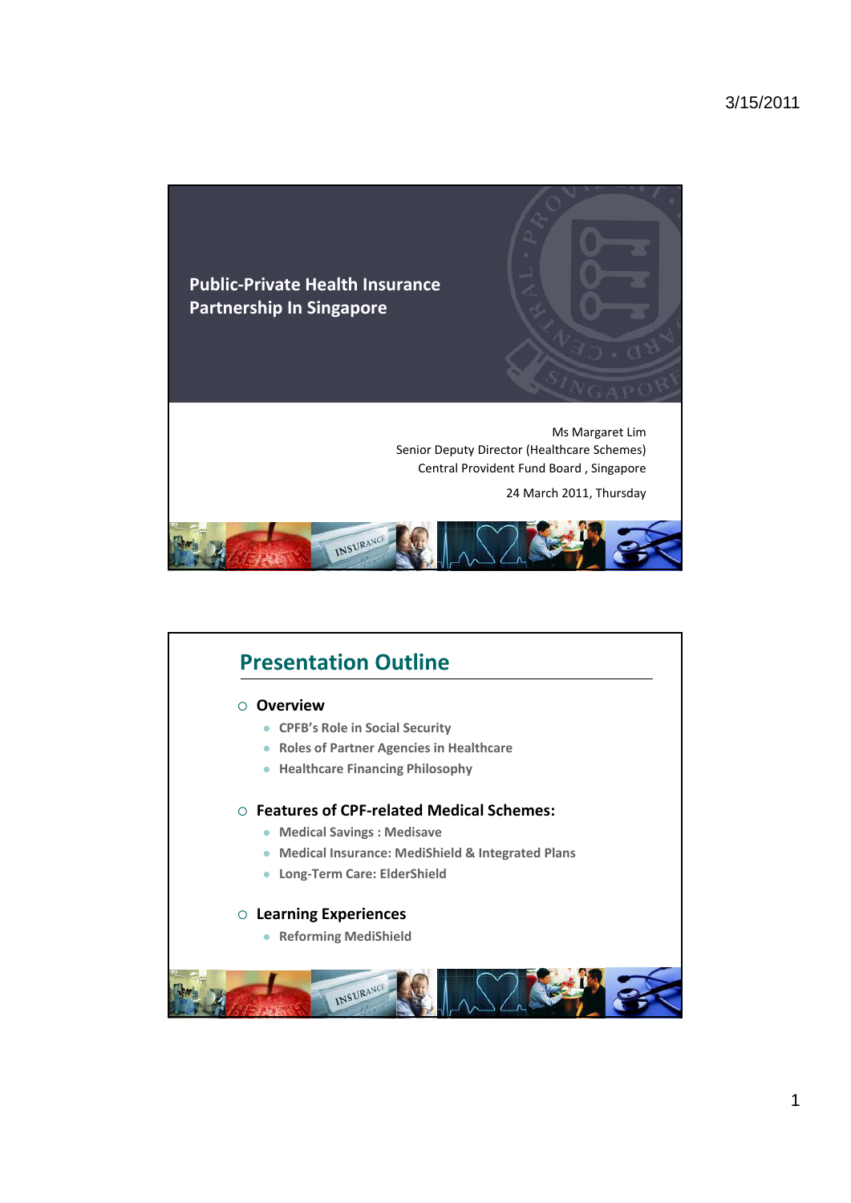# Public-Private Health Insurance Partnership In Singapore

Ms Margaret Lim
Senior Deputy Director (Healthcare Schemes)
Central Provident Fund Board , Singapore

24 March 2011, Thursday

## Presentation Outline

- **Overview**
  - CPFB's Role in Social Security
  - Roles of Partner Agencies in Healthcare
  - Healthcare Financing Philosophy
- **Features of CPF-related Medical Schemes:**
  - Medical Savings : Medisave
  - Medical Insurance: MediShield & Integrated Plans
  - Long-Term Care: ElderShield
- **Learning Experiences**
  - Reforming MediShield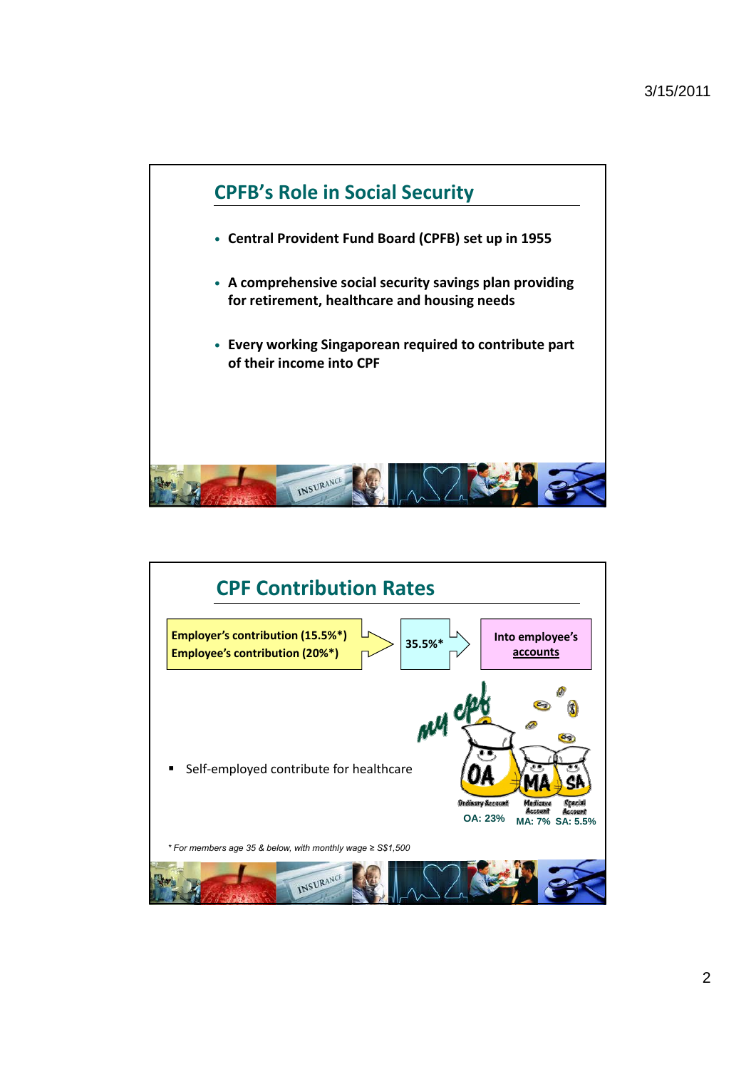## CPFB's Role in Social Security

- Central Provident Fund Board (CPFB) set up in 1955
- A comprehensive social security savings plan providing for retirement, healthcare and housing needs
- Every working Singaporean required to contribute part of their income into CPF

## CPF Contribution Rates

**Employer's contribution (15.5%\*)**
**Employee's contribution (20%\*)**

→ **35.5%\*** → **Into employee's accounts**

OA: 23% MA: 7% SA: 5.5%

- Self-employed contribute for healthcare

*\* For members age 35 & below, with monthly wage ≥ S$1,500*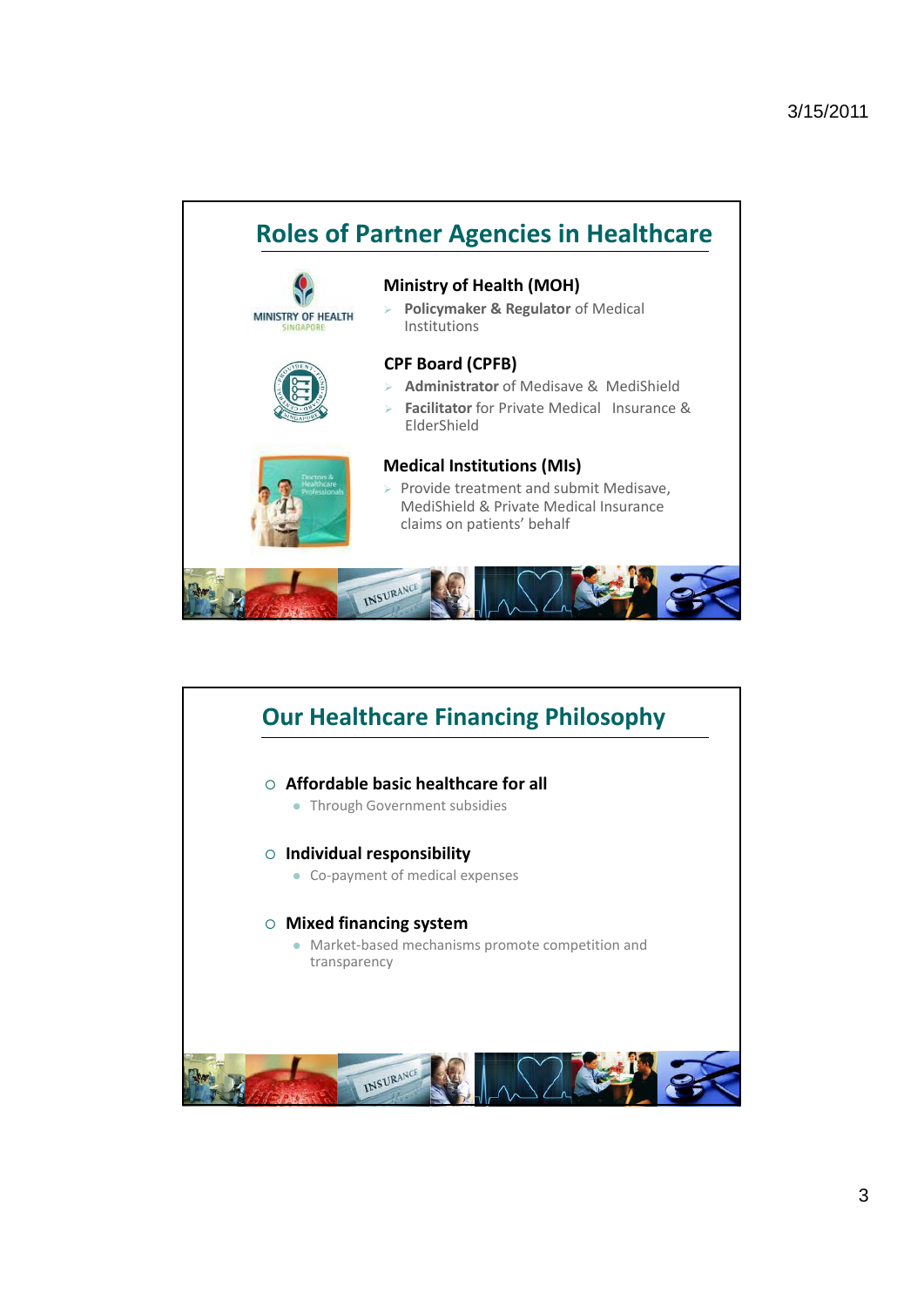## Roles of Partner Agencies in Healthcare

### Ministry of Health (MOH)

- **Policymaker & Regulator** of Medical Institutions

### CPF Board (CPFB)

- **Administrator** of Medisave & MediShield
- **Facilitator** for Private Medical Insurance & ElderShield

### Medical Institutions (MIs)

- Provide treatment and submit Medisave, MediShield & Private Medical Insurance claims on patients' behalf

## Our Healthcare Financing Philosophy

- **Affordable basic healthcare for all**
  - Through Government subsidies
- **Individual responsibility**
  - Co-payment of medical expenses
- **Mixed financing system**
  - Market-based mechanisms promote competition and transparency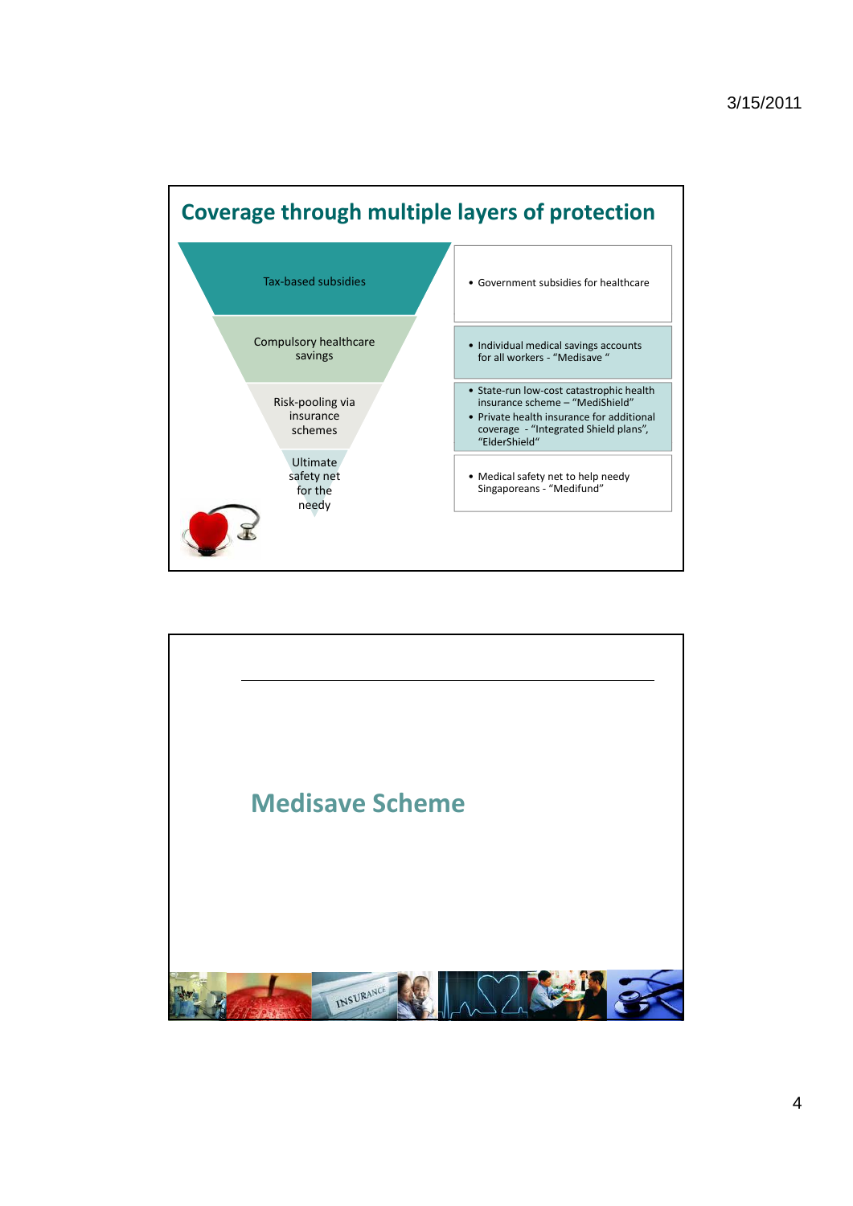## Coverage through multiple layers of protection

| Layer | Description |
|---|---|
| Tax-based subsidies | Government subsidies for healthcare |
| Compulsory healthcare savings | Individual medical savings accounts for all workers - "Medisave" |
| Risk-pooling via insurance schemes | State-run low-cost catastrophic health insurance scheme – "MediShield"<br>Private health insurance for additional coverage - "Integrated Shield plans", "ElderShield" |
| Ultimate safety net for the needy | Medical safety net to help needy Singaporeans - "Medifund" |

## Medisave Scheme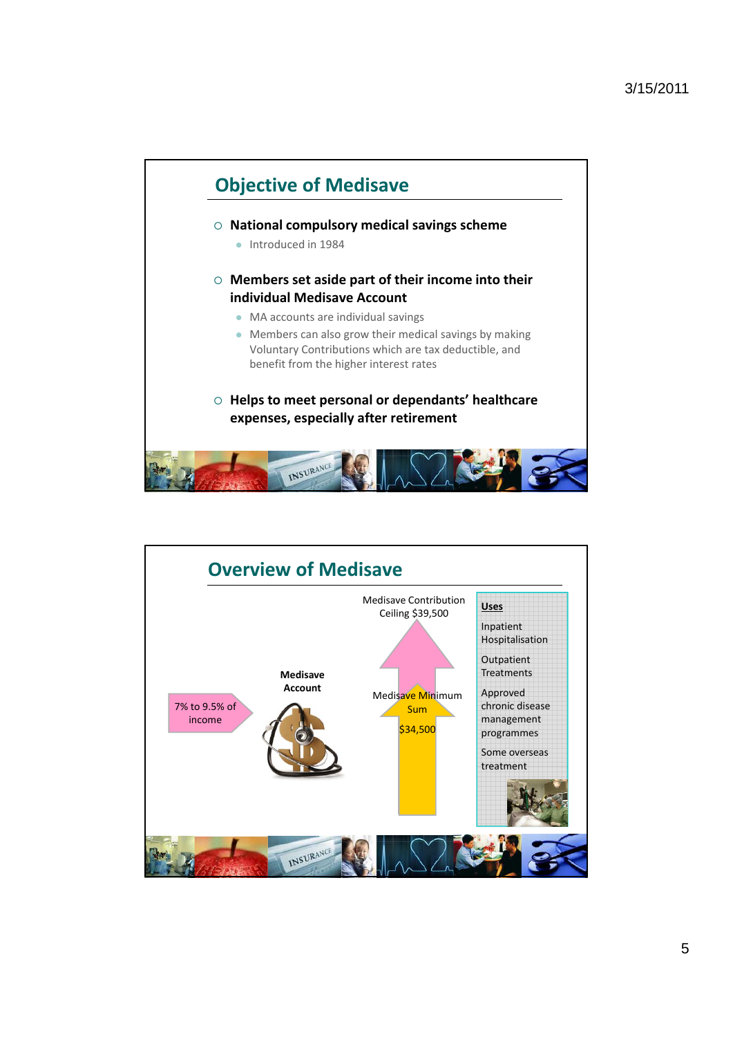## Objective of Medisave

- **National compulsory medical savings scheme**
  - Introduced in 1984
- **Members set aside part of their income into their individual Medisave Account**
  - MA accounts are individual savings
  - Members can also grow their medical savings by making Voluntary Contributions which are tax deductible, and benefit from the higher interest rates
- **Helps to meet personal or dependants' healthcare expenses, especially after retirement**

## Overview of Medisave

7% to 9.5% of income

**Medisave Account**

Medisave Contribution Ceiling $39,500

Medisave Minimum Sum

$34,500

**Uses**

Inpatient Hospitalisation

Outpatient Treatments

Approved chronic disease management programmes

Some overseas treatment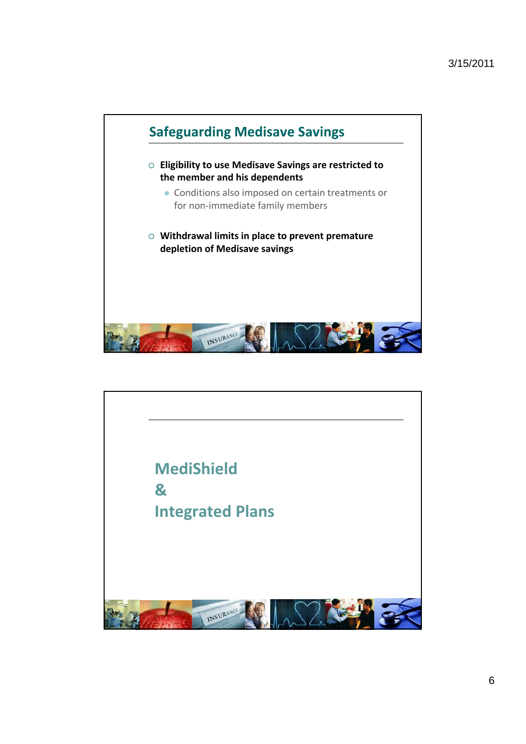## Safeguarding Medisave Savings

- **Eligibility to use Medisave Savings are restricted to the member and his dependents**
  - Conditions also imposed on certain treatments or for non-immediate family members
- **Withdrawal limits in place to prevent premature depletion of Medisave savings**

## MediShield & Integrated Plans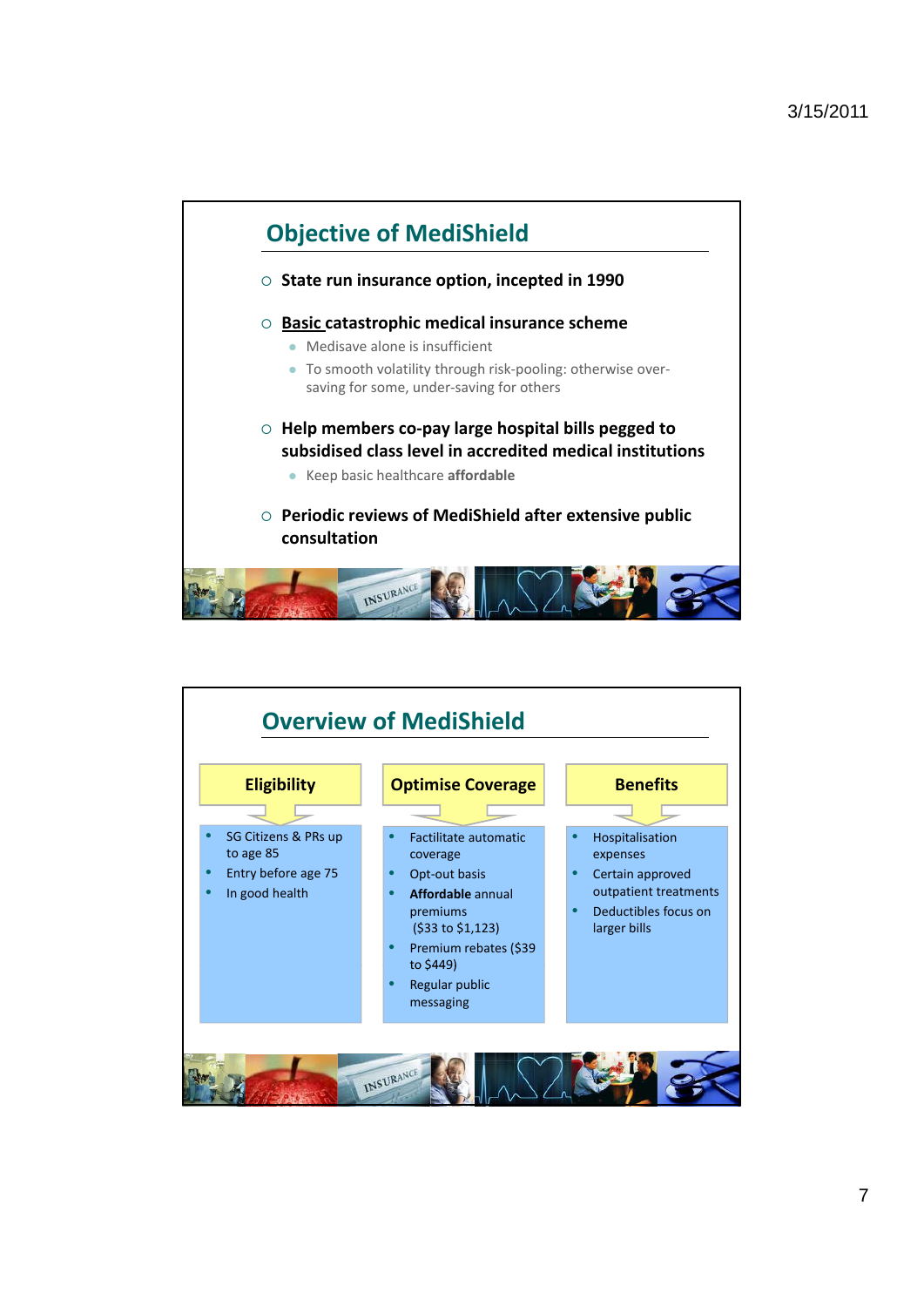## Objective of MediShield

- State run insurance option, incepted in 1990
- Basic catastrophic medical insurance scheme
  - Medisave alone is insufficient
  - To smooth volatility through risk-pooling: otherwise over-saving for some, under-saving for others
- Help members co-pay large hospital bills pegged to subsidised class level in accredited medical institutions
  - Keep basic healthcare **affordable**
- Periodic reviews of MediShield after extensive public consultation

## Overview of MediShield

**Eligibility**

- SG Citizens & PRs up to age 85
- Entry before age 75
- In good health

**Optimise Coverage**

- Factilitate automatic coverage
- Opt-out basis
- **Affordable** annual premiums ($33 to $1,123)
- Premium rebates ($39 to $449)
- Regular public messaging

**Benefits**

- Hospitalisation expenses
- Certain approved outpatient treatments
- Deductibles focus on larger bills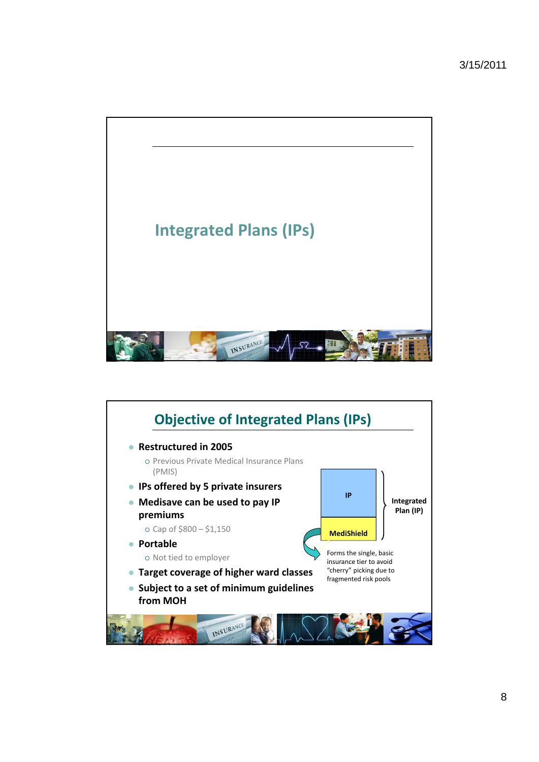# Integrated Plans (IPs)

## Objective of Integrated Plans (IPs)

- **Restructured in 2005**
  - Previous Private Medical Insurance Plans (PMIS)
- **IPs offered by 5 private insurers**
- **Medisave can be used to pay IP premiums**
  - Cap of $800 – $1,150
- **Portable**
  - Not tied to employer
- **Target coverage of higher ward classes**
- **Subject to a set of minimum guidelines from MOH**

**IP**

**MediShield**

**Integrated Plan (IP)**

Forms the single, basic insurance tier to avoid "cherry" picking due to fragmented risk pools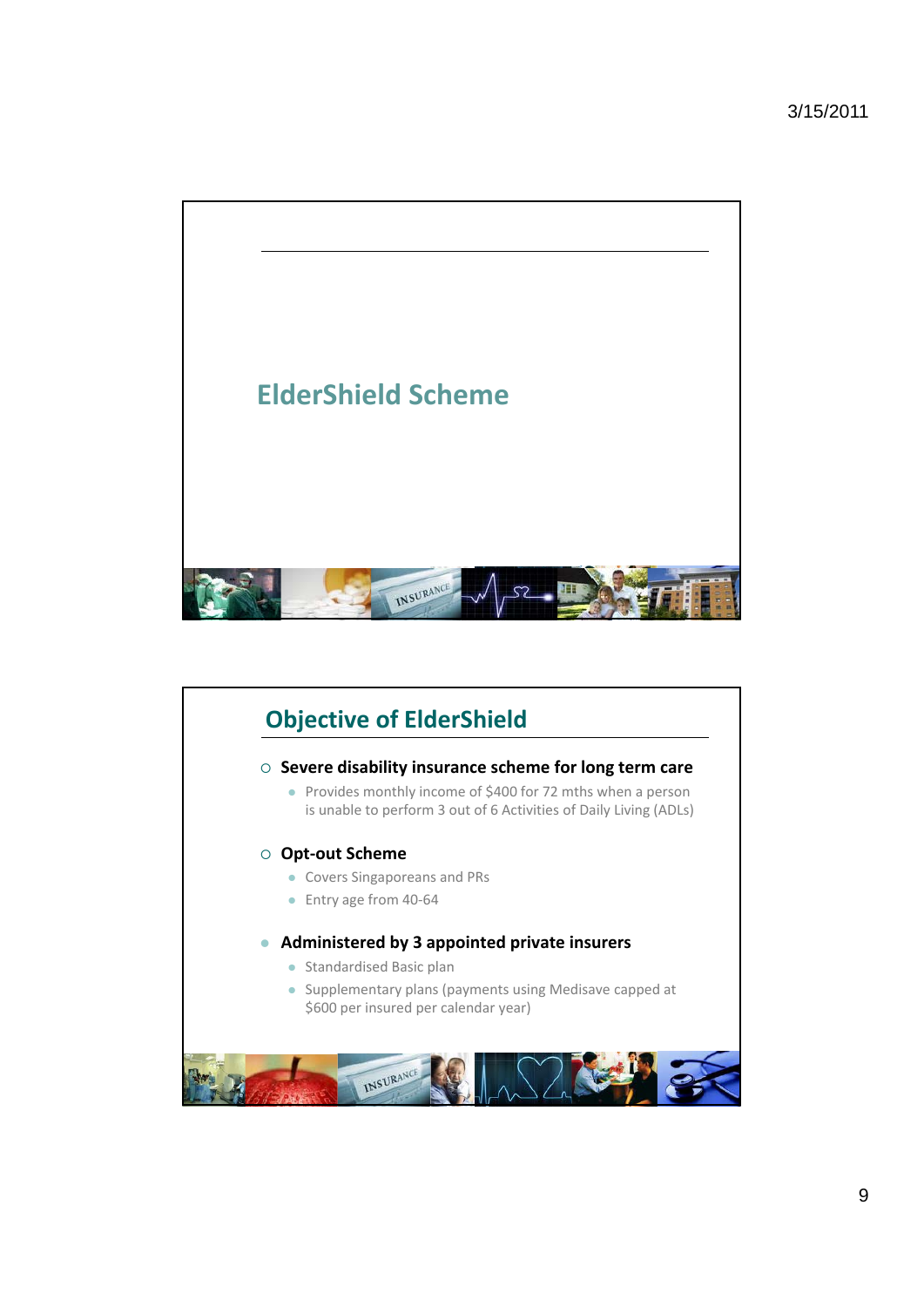# ElderShield Scheme

## Objective of ElderShield

- **Severe disability insurance scheme for long term care**
  - Provides monthly income of $400 for 72 mths when a person is unable to perform 3 out of 6 Activities of Daily Living (ADLs)
- **Opt-out Scheme**
  - Covers Singaporeans and PRs
  - Entry age from 40-64
- **Administered by 3 appointed private insurers**
  - Standardised Basic plan
  - Supplementary plans (payments using Medisave capped at $600 per insured per calendar year)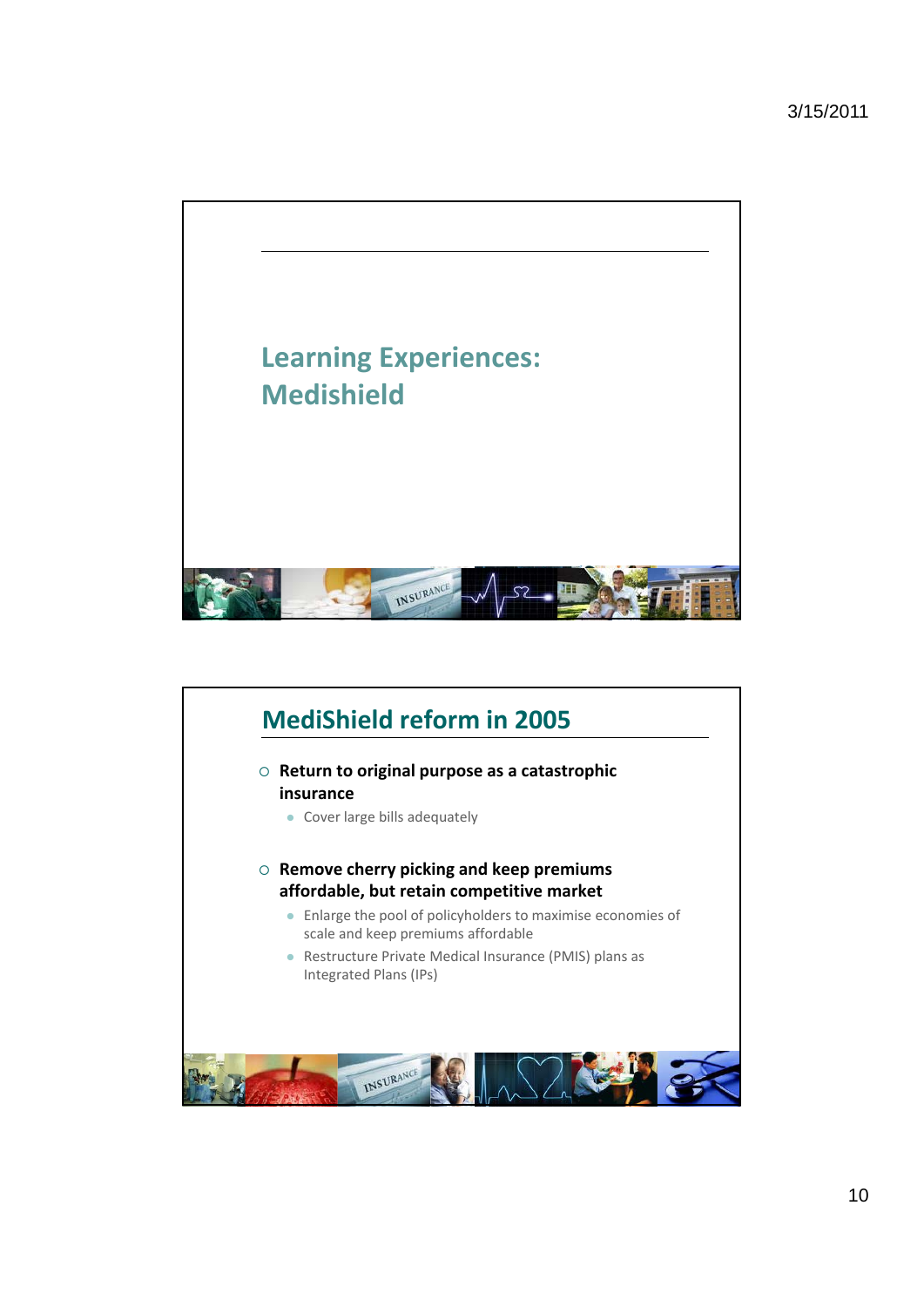# Learning Experiences: Medishield

## MediShield reform in 2005

- **Return to original purpose as a catastrophic insurance**
  - Cover large bills adequately
- **Remove cherry picking and keep premiums affordable, but retain competitive market**
  - Enlarge the pool of policyholders to maximise economies of scale and keep premiums affordable
  - Restructure Private Medical Insurance (PMIS) plans as Integrated Plans (IPs)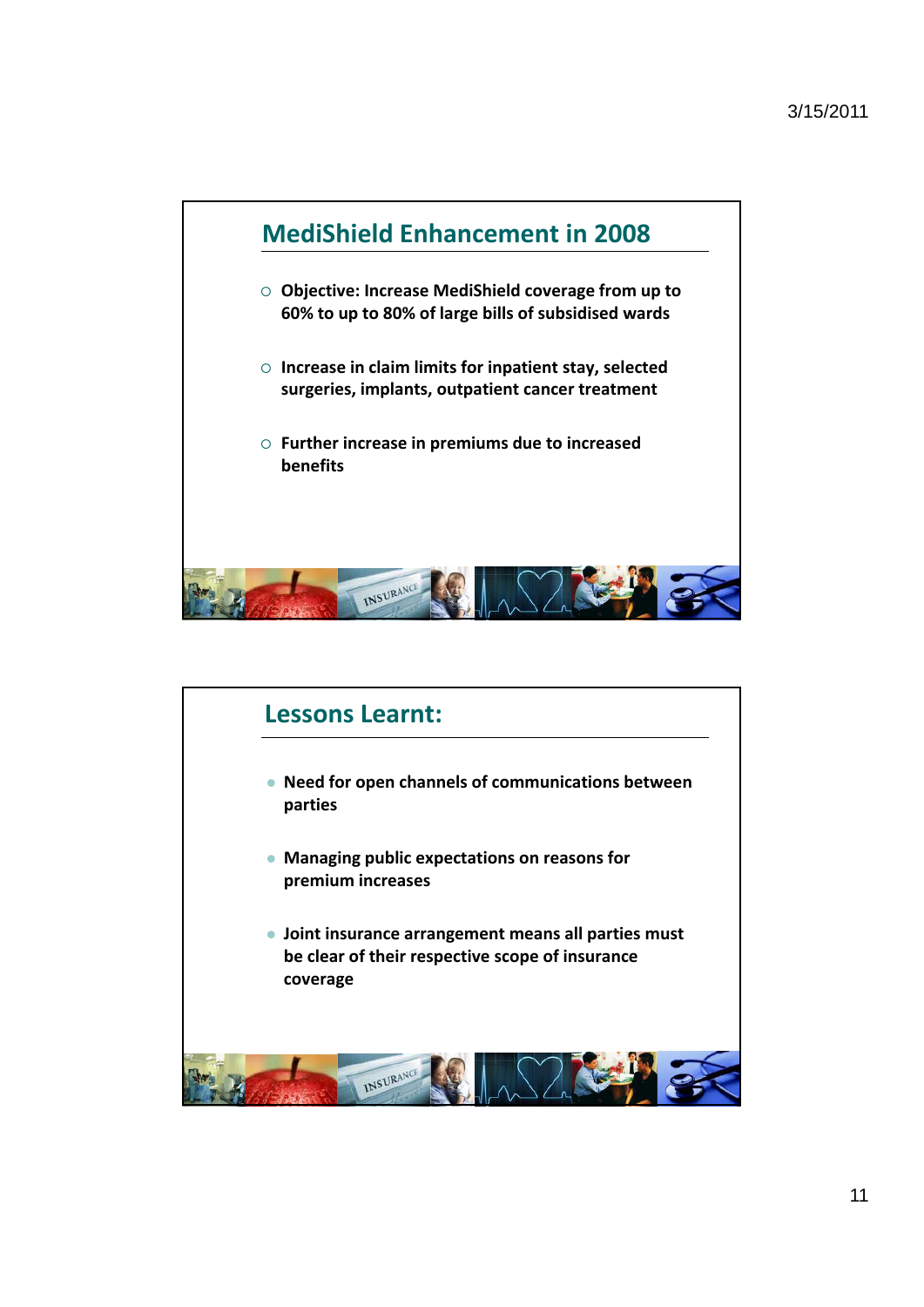## MediShield Enhancement in 2008

- Objective: Increase MediShield coverage from up to 60% to up to 80% of large bills of subsidised wards
- Increase in claim limits for inpatient stay, selected surgeries, implants, outpatient cancer treatment
- Further increase in premiums due to increased benefits

## Lessons Learnt:

- Need for open channels of communications between parties
- Managing public expectations on reasons for premium increases
- Joint insurance arrangement means all parties must be clear of their respective scope of insurance coverage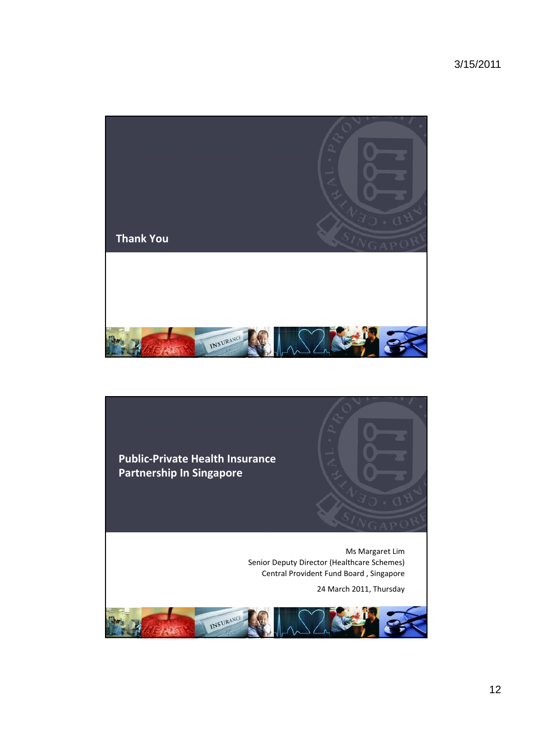## Thank You

## Public-Private Health Insurance Partnership In Singapore

Ms Margaret Lim
Senior Deputy Director (Healthcare Schemes)
Central Provident Fund Board , Singapore

24 March 2011, Thursday